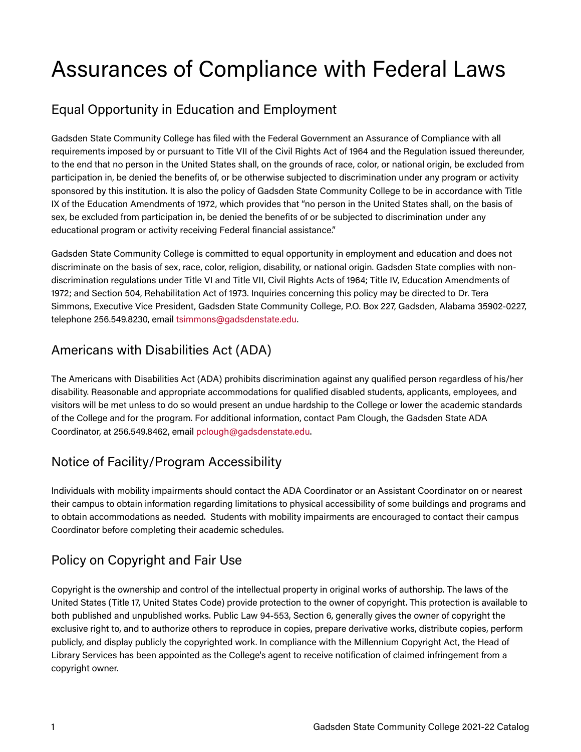# Assurances of Compliance with Federal Laws

## Equal Opportunity in Education and Employment

Gadsden State Community College has filed with the Federal Government an Assurance of Compliance with all requirements imposed by or pursuant to Title VII of the Civil Rights Act of 1964 and the Regulation issued thereunder, to the end that no person in the United States shall, on the grounds of race, color, or national origin, be excluded from participation in, be denied the benefits of, or be otherwise subjected to discrimination under any program or activity sponsored by this institution. It is also the policy of Gadsden State Community College to be in accordance with Title IX of the Education Amendments of 1972, which provides that "no person in the United States shall, on the basis of sex, be excluded from participation in, be denied the benefits of or be subjected to discrimination under any educational program or activity receiving Federal financial assistance."

Gadsden State Community College is committed to equal opportunity in employment and education and does not discriminate on the basis of sex, race, color, religion, disability, or national origin. Gadsden State complies with non-discrimination regulations under Title VI and Title VII, Civil Rights Acts of 1964; Title IV, Education Amendments of 1972; and Section 504, Rehabilitation Act of 1973. Inquiries concerning this policy may be directed to Dr. Tera Simmons, Executive Vice President, Gadsden State Community College, P.O. Box 227, Gadsden, Alabama 35902-0227, telephone 256.549.8230, email tsimmons@gadsdenstate.edu.

## Americans with Disabilities Act (ADA)

The Americans with Disabilities Act (ADA) prohibits discrimination against any qualified person regardless of his/her disability. Reasonable and appropriate accommodations for qualified disabled students, applicants, employees, and visitors will be met unless to do so would present an undue hardship to the College or lower the academic standards of the College and for the program. For additional information, contact Pam Clough, the Gadsden State ADA Coordinator, at 256.549.8462, email pclough@gadsdenstate.edu.

## Notice of Facility/Program Accessibility

Individuals with mobility impairments should contact the ADA Coordinator or an Assistant Coordinator on or nearest their campus to obtain information regarding limitations to physical accessibility of some buildings and programs and to obtain accommodations as needed. Students with mobility impairments are encouraged to contact their campus Coordinator before completing their academic schedules.

## Policy on Copyright and Fair Use

Copyright is the ownership and control of the intellectual property in original works of authorship. The laws of the United States (Title 17, United States Code) provide protection to the owner of copyright. This protection is available to both published and unpublished works. Public Law 94-553, Section 6, generally gives the owner of copyright the exclusive right to, and to authorize others to reproduce in copies, prepare derivative works, distribute copies, perform publicly, and display publicly the copyrighted work. In compliance with the Millennium Copyright Act, the Head of Library Services has been appointed as the College's agent to receive notification of claimed infringement from a copyright owner.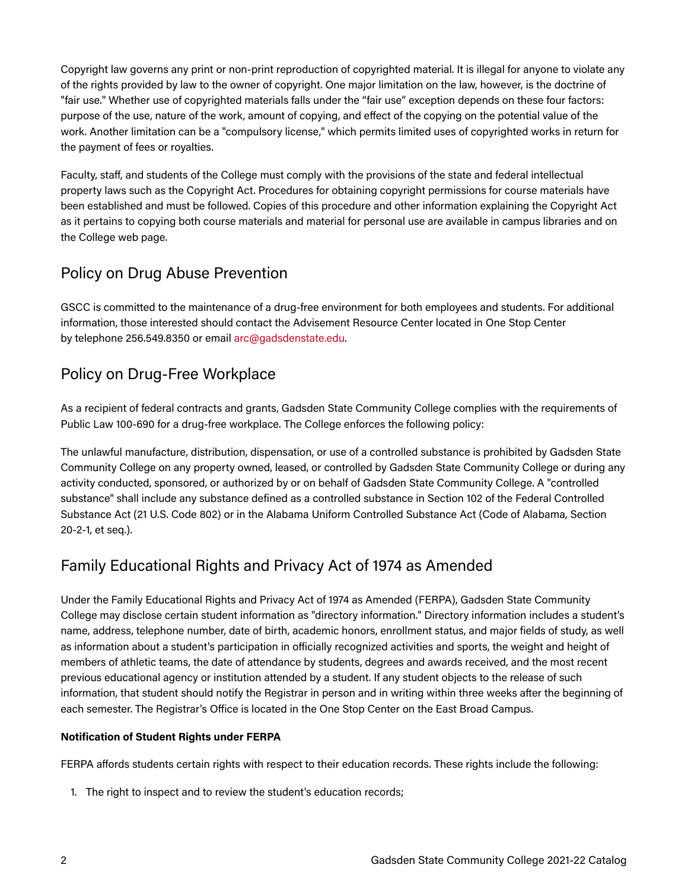Copyright law governs any print or non-print reproduction of copyrighted material. It is illegal for anyone to violate any of the rights provided by law to the owner of copyright. One major limitation on the law, however, is the doctrine of "fair use." Whether use of copyrighted materials falls under the "fair use" exception depends on these four factors: purpose of the use, nature of the work, amount of copying, and effect of the copying on the potential value of the work. Another limitation can be a "compulsory license," which permits limited uses of copyrighted works in return for the payment of fees or royalties.

Faculty, staff, and students of the College must comply with the provisions of the state and federal intellectual property laws such as the Copyright Act. Procedures for obtaining copyright permissions for course materials have been established and must be followed. Copies of this procedure and other information explaining the Copyright Act as it pertains to copying both course materials and material for personal use are available in campus libraries and on the College web page.

## Policy on Drug Abuse Prevention

GSCC is committed to the maintenance of a drug-free environment for both employees and students. For additional information, those interested should contact the Advisement Resource Center located in One Stop Center by telephone 256.549.8350 or email arc@gadsdenstate.edu.

## Policy on Drug-Free Workplace

As a recipient of federal contracts and grants, Gadsden State Community College complies with the requirements of Public Law 100-690 for a drug-free workplace. The College enforces the following policy:

The unlawful manufacture, distribution, dispensation, or use of a controlled substance is prohibited by Gadsden State Community College on any property owned, leased, or controlled by Gadsden State Community College or during any activity conducted, sponsored, or authorized by or on behalf of Gadsden State Community College. A "controlled substance" shall include any substance defined as a controlled substance in Section 102 of the Federal Controlled Substance Act (21 U.S. Code 802) or in the Alabama Uniform Controlled Substance Act (Code of Alabama, Section 20-2-1, et seq.).

## Family Educational Rights and Privacy Act of 1974 as Amended

Under the Family Educational Rights and Privacy Act of 1974 as Amended (FERPA), Gadsden State Community College may disclose certain student information as "directory information." Directory information includes a student's name, address, telephone number, date of birth, academic honors, enrollment status, and major fields of study, as well as information about a student's participation in officially recognized activities and sports, the weight and height of members of athletic teams, the date of attendance by students, degrees and awards received, and the most recent previous educational agency or institution attended by a student. If any student objects to the release of such information, that student should notify the Registrar in person and in writing within three weeks after the beginning of each semester. The Registrar's Office is located in the One Stop Center on the East Broad Campus.

**Notification of Student Rights under FERPA**

FERPA affords students certain rights with respect to their education records. These rights include the following:

1. The right to inspect and to review the student's education records;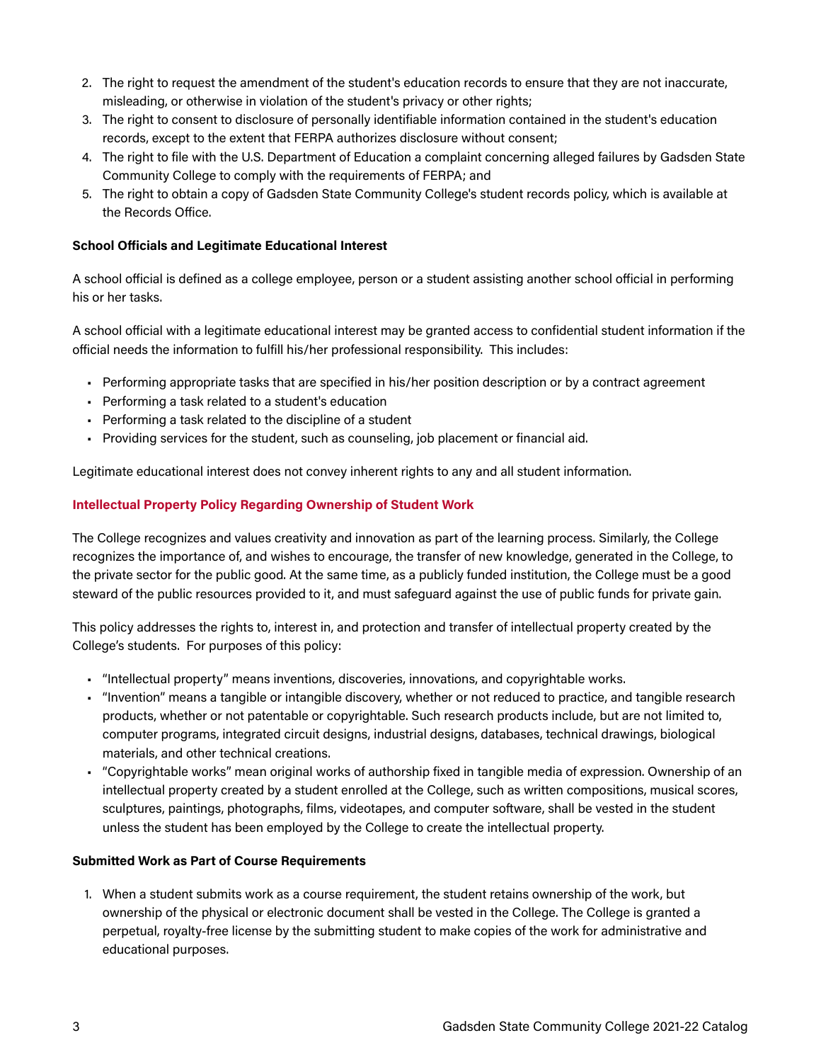2. The right to request the amendment of the student's education records to ensure that they are not inaccurate, misleading, or otherwise in violation of the student's privacy or other rights;
3. The right to consent to disclosure of personally identifiable information contained in the student's education records, except to the extent that FERPA authorizes disclosure without consent;
4. The right to file with the U.S. Department of Education a complaint concerning alleged failures by Gadsden State Community College to comply with the requirements of FERPA; and
5. The right to obtain a copy of Gadsden State Community College's student records policy, which is available at the Records Office.

**School Officials and Legitimate Educational Interest**

A school official is defined as a college employee, person or a student assisting another school official in performing his or her tasks.

A school official with a legitimate educational interest may be granted access to confidential student information if the official needs the information to fulfill his/her professional responsibility. This includes:

- Performing appropriate tasks that are specified in his/her position description or by a contract agreement
- Performing a task related to a student's education
- Performing a task related to the discipline of a student
- Providing services for the student, such as counseling, job placement or financial aid.

Legitimate educational interest does not convey inherent rights to any and all student information.

### Intellectual Property Policy Regarding Ownership of Student Work

The College recognizes and values creativity and innovation as part of the learning process. Similarly, the College recognizes the importance of, and wishes to encourage, the transfer of new knowledge, generated in the College, to the private sector for the public good. At the same time, as a publicly funded institution, the College must be a good steward of the public resources provided to it, and must safeguard against the use of public funds for private gain.

This policy addresses the rights to, interest in, and protection and transfer of intellectual property created by the College's students. For purposes of this policy:

- "Intellectual property" means inventions, discoveries, innovations, and copyrightable works.
- "Invention" means a tangible or intangible discovery, whether or not reduced to practice, and tangible research products, whether or not patentable or copyrightable. Such research products include, but are not limited to, computer programs, integrated circuit designs, industrial designs, databases, technical drawings, biological materials, and other technical creations.
- "Copyrightable works" mean original works of authorship fixed in tangible media of expression. Ownership of an intellectual property created by a student enrolled at the College, such as written compositions, musical scores, sculptures, paintings, photographs, films, videotapes, and computer software, shall be vested in the student unless the student has been employed by the College to create the intellectual property.

**Submitted Work as Part of Course Requirements**

1. When a student submits work as a course requirement, the student retains ownership of the work, but ownership of the physical or electronic document shall be vested in the College. The College is granted a perpetual, royalty-free license by the submitting student to make copies of the work for administrative and educational purposes.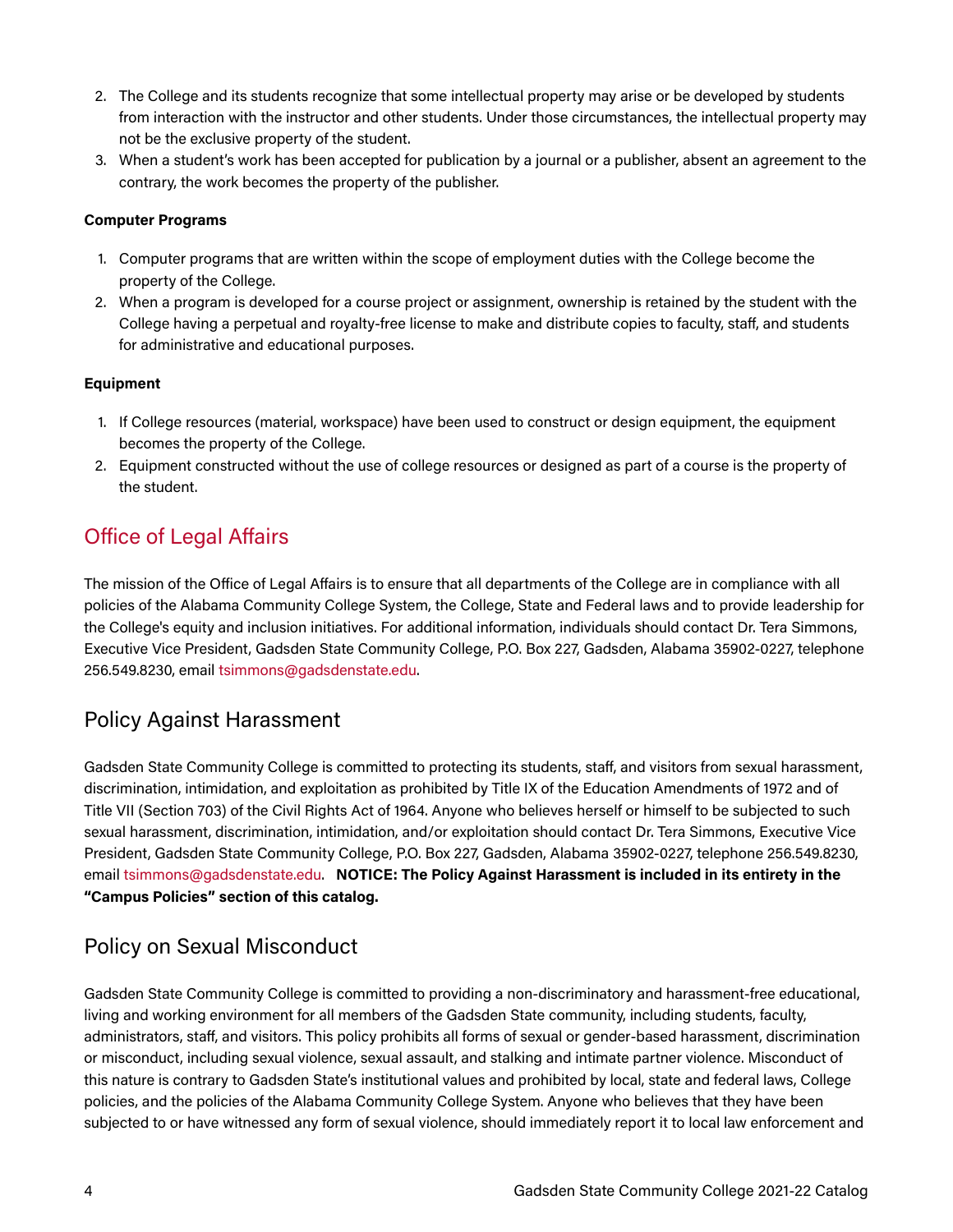2. The College and its students recognize that some intellectual property may arise or be developed by students from interaction with the instructor and other students. Under those circumstances, the intellectual property may not be the exclusive property of the student.
3. When a student's work has been accepted for publication by a journal or a publisher, absent an agreement to the contrary, the work becomes the property of the publisher.

**Computer Programs**

1. Computer programs that are written within the scope of employment duties with the College become the property of the College.
2. When a program is developed for a course project or assignment, ownership is retained by the student with the College having a perpetual and royalty-free license to make and distribute copies to faculty, staff, and students for administrative and educational purposes.

**Equipment**

1. If College resources (material, workspace) have been used to construct or design equipment, the equipment becomes the property of the College.
2. Equipment constructed without the use of college resources or designed as part of a course is the property of the student.

## Office of Legal Affairs

The mission of the Office of Legal Affairs is to ensure that all departments of the College are in compliance with all policies of the Alabama Community College System, the College, State and Federal laws and to provide leadership for the College's equity and inclusion initiatives. For additional information, individuals should contact Dr. Tera Simmons, Executive Vice President, Gadsden State Community College, P.O. Box 227, Gadsden, Alabama 35902-0227, telephone 256.549.8230, email tsimmons@gadsdenstate.edu.

### Policy Against Harassment

Gadsden State Community College is committed to protecting its students, staff, and visitors from sexual harassment, discrimination, intimidation, and exploitation as prohibited by Title IX of the Education Amendments of 1972 and of Title VII (Section 703) of the Civil Rights Act of 1964. Anyone who believes herself or himself to be subjected to such sexual harassment, discrimination, intimidation, and/or exploitation should contact Dr. Tera Simmons, Executive Vice President, Gadsden State Community College, P.O. Box 227, Gadsden, Alabama 35902-0227, telephone 256.549.8230, email tsimmons@gadsdenstate.edu. **NOTICE: The Policy Against Harassment is included in its entirety in the "Campus Policies" section of this catalog.**

### Policy on Sexual Misconduct

Gadsden State Community College is committed to providing a non-discriminatory and harassment-free educational, living and working environment for all members of the Gadsden State community, including students, faculty, administrators, staff, and visitors. This policy prohibits all forms of sexual or gender-based harassment, discrimination or misconduct, including sexual violence, sexual assault, and stalking and intimate partner violence. Misconduct of this nature is contrary to Gadsden State's institutional values and prohibited by local, state and federal laws, College policies, and the policies of the Alabama Community College System. Anyone who believes that they have been subjected to or have witnessed any form of sexual violence, should immediately report it to local law enforcement and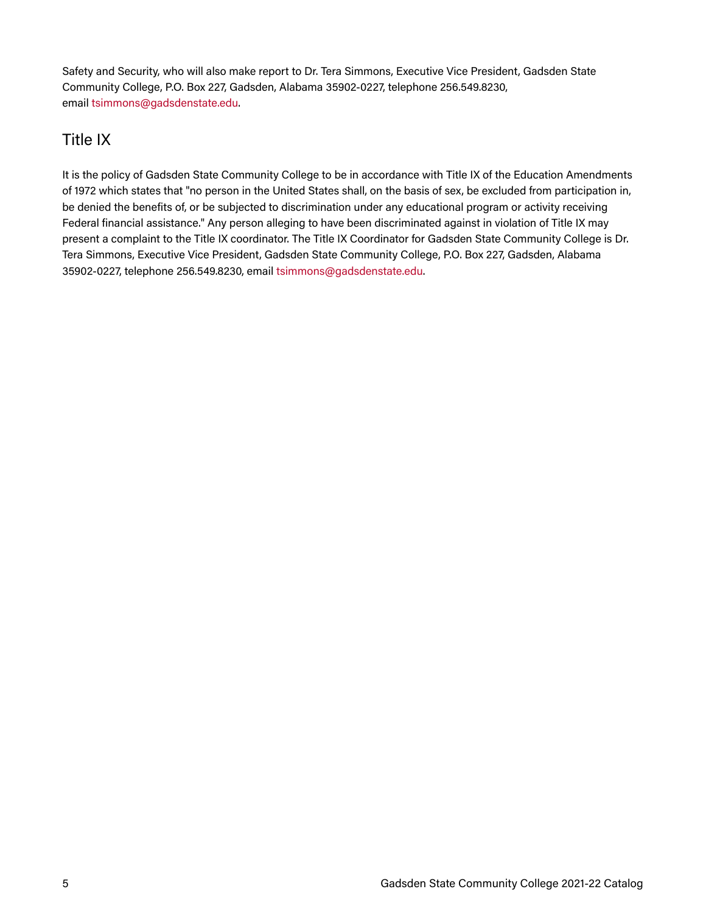Safety and Security, who will also make report to Dr. Tera Simmons, Executive Vice President, Gadsden State Community College, P.O. Box 227, Gadsden, Alabama 35902-0227, telephone 256.549.8230, email tsimmons@gadsdenstate.edu.

## Title IX

It is the policy of Gadsden State Community College to be in accordance with Title IX of the Education Amendments of 1972 which states that "no person in the United States shall, on the basis of sex, be excluded from participation in, be denied the benefits of, or be subjected to discrimination under any educational program or activity receiving Federal financial assistance." Any person alleging to have been discriminated against in violation of Title IX may present a complaint to the Title IX coordinator. The Title IX Coordinator for Gadsden State Community College is Dr. Tera Simmons, Executive Vice President, Gadsden State Community College, P.O. Box 227, Gadsden, Alabama 35902-0227, telephone 256.549.8230, email tsimmons@gadsdenstate.edu.